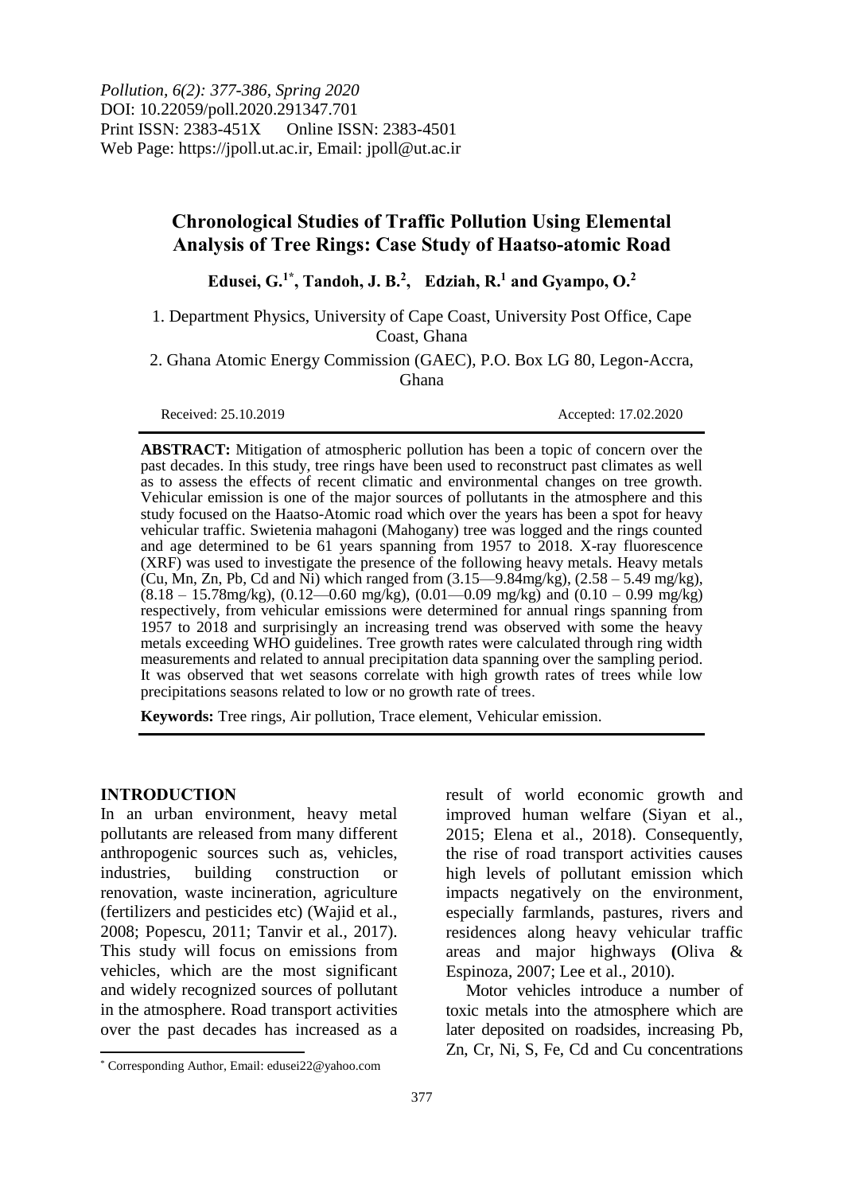*Pollution, 6(2): 377-386, Spring 2020*
DOI: 10.22059/poll.2020.291347.701
Print ISSN: 2383-451X Online ISSN: 2383-4501
Web Page: https://jpoll.ut.ac.ir, Email: jpoll@ut.ac.ir

# Chronological Studies of Traffic Pollution Using Elemental Analysis of Tree Rings: Case Study of Haatso-atomic Road

**Edusei, G.[1*], Tandoh, J. B.[2], Edziah, R.[1] and Gyampo, O.[2]**

1. Department Physics, University of Cape Coast, University Post Office, Cape Coast, Ghana

2. Ghana Atomic Energy Commission (GAEC), P.O. Box LG 80, Legon-Accra, Ghana

Received: 25.10.2019 Accepted: 17.02.2020

**ABSTRACT:** Mitigation of atmospheric pollution has been a topic of concern over the past decades. In this study, tree rings have been used to reconstruct past climates as well as to assess the effects of recent climatic and environmental changes on tree growth. Vehicular emission is one of the major sources of pollutants in the atmosphere and this study focused on the Haatso-Atomic road which over the years has been a spot for heavy vehicular traffic. Swietenia mahagoni (Mahogany) tree was logged and the rings counted and age determined to be 61 years spanning from 1957 to 2018. X-ray fluorescence (XRF) was used to investigate the presence of the following heavy metals. Heavy metals (Cu, Mn, Zn, Pb, Cd and Ni) which ranged from (3.15—9.84mg/kg), (2.58 – 5.49 mg/kg), (8.18 – 15.78mg/kg), (0.12—0.60 mg/kg), (0.01—0.09 mg/kg) and (0.10 – 0.99 mg/kg) respectively, from vehicular emissions were determined for annual rings spanning from 1957 to 2018 and surprisingly an increasing trend was observed with some the heavy metals exceeding WHO guidelines. Tree growth rates were calculated through ring width measurements and related to annual precipitation data spanning over the sampling period. It was observed that wet seasons correlate with high growth rates of trees while low precipitations seasons related to low or no growth rate of trees.

**Keywords:** Tree rings, Air pollution, Trace element, Vehicular emission.

## INTRODUCTION

In an urban environment, heavy metal pollutants are released from many different anthropogenic sources such as, vehicles, industries, building construction or renovation, waste incineration, agriculture (fertilizers and pesticides etc) (Wajid et al., 2008; Popescu, 2011; Tanvir et al., 2017). This study will focus on emissions from vehicles, which are the most significant and widely recognized sources of pollutant in the atmosphere. Road transport activities over the past decades has increased as a result of world economic growth and improved human welfare (Siyan et al., 2015; Elena et al., 2018). Consequently, the rise of road transport activities causes high levels of pollutant emission which impacts negatively on the environment, especially farmlands, pastures, rivers and residences along heavy vehicular traffic areas and major highways (Oliva & Espinoza, 2007; Lee et al., 2010).

Motor vehicles introduce a number of toxic metals into the atmosphere which are later deposited on roadsides, increasing Pb, Zn, Cr, Ni, S, Fe, Cd and Cu concentrations

[*] Corresponding Author, Email: edusei22@yahoo.com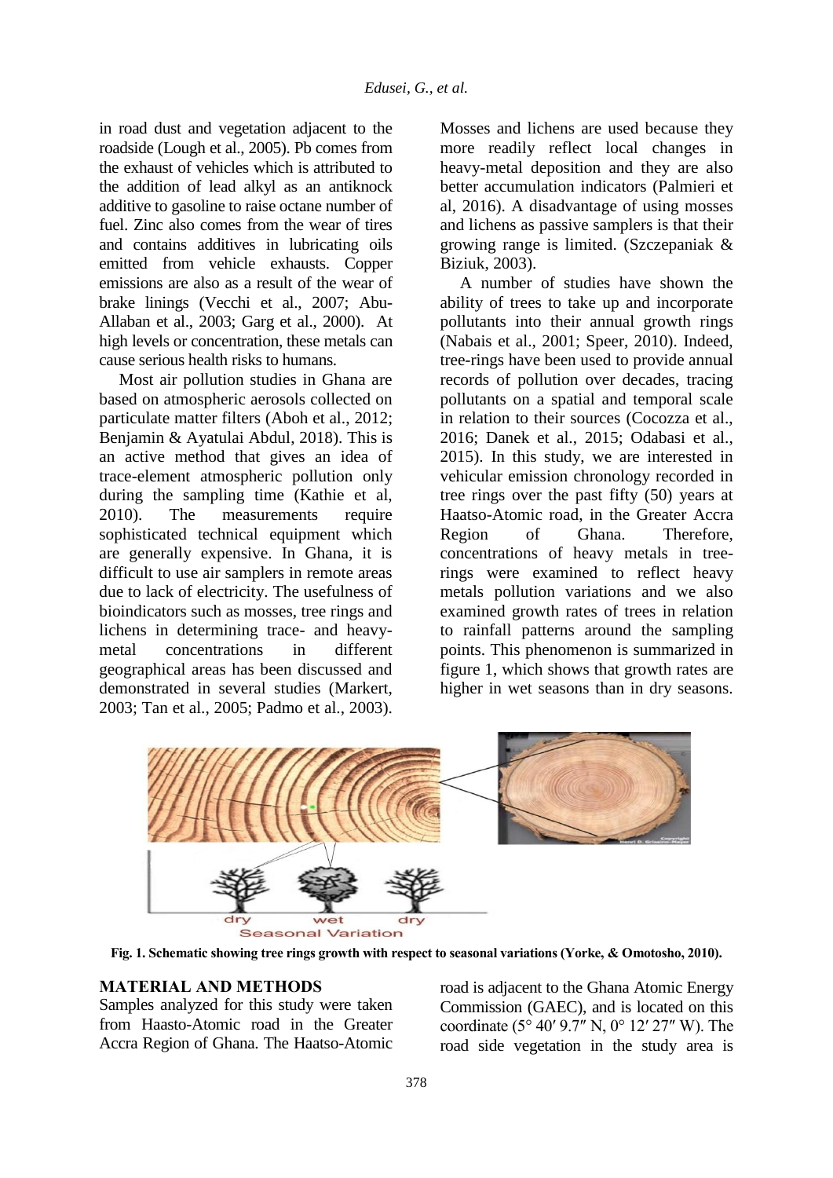in road dust and vegetation adjacent to the roadside (Lough et al., 2005). Pb comes from the exhaust of vehicles which is attributed to the addition of lead alkyl as an antiknock additive to gasoline to raise octane number of fuel. Zinc also comes from the wear of tires and contains additives in lubricating oils emitted from vehicle exhausts. Copper emissions are also as a result of the wear of brake linings (Vecchi et al., 2007; Abu-Allaban et al., 2003; Garg et al., 2000). At high levels or concentration, these metals can cause serious health risks to humans.

Most air pollution studies in Ghana are based on atmospheric aerosols collected on particulate matter filters (Aboh et al., 2012; Benjamin & Ayatulai Abdul, 2018). This is an active method that gives an idea of trace-element atmospheric pollution only during the sampling time (Kathie et al, 2010). The measurements require sophisticated technical equipment which are generally expensive. In Ghana, it is difficult to use air samplers in remote areas due to lack of electricity. The usefulness of bioindicators such as mosses, tree rings and lichens in determining trace- and heavy-metal concentrations in different geographical areas has been discussed and demonstrated in several studies (Markert, 2003; Tan et al., 2005; Padmo et al., 2003). Mosses and lichens are used because they more readily reflect local changes in heavy-metal deposition and they are also better accumulation indicators (Palmieri et al, 2016). A disadvantage of using mosses and lichens as passive samplers is that their growing range is limited. (Szczepaniak & Biziuk, 2003).

A number of studies have shown the ability of trees to take up and incorporate pollutants into their annual growth rings (Nabais et al., 2001; Speer, 2010). Indeed, tree-rings have been used to provide annual records of pollution over decades, tracing pollutants on a spatial and temporal scale in relation to their sources (Cocozza et al., 2016; Danek et al., 2015; Odabasi et al., 2015). In this study, we are interested in vehicular emission chronology recorded in tree rings over the past fifty (50) years at Haatso-Atomic road, in the Greater Accra Region of Ghana. Therefore, concentrations of heavy metals in tree-rings were examined to reflect heavy metals pollution variations and we also examined growth rates of trees in relation to rainfall patterns around the sampling points. This phenomenon is summarized in figure 1, which shows that growth rates are higher in wet seasons than in dry seasons.

**Fig. 1. Schematic showing tree rings growth with respect to seasonal variations (Yorke, & Omotosho, 2010).**

## MATERIAL AND METHODS

Samples analyzed for this study were taken from Haasto-Atomic road in the Greater Accra Region of Ghana. The Haatso-Atomic road is adjacent to the Ghana Atomic Energy Commission (GAEC), and is located on this coordinate (5° 40′ 9.7″ N, 0° 12′ 27″ W). The road side vegetation in the study area is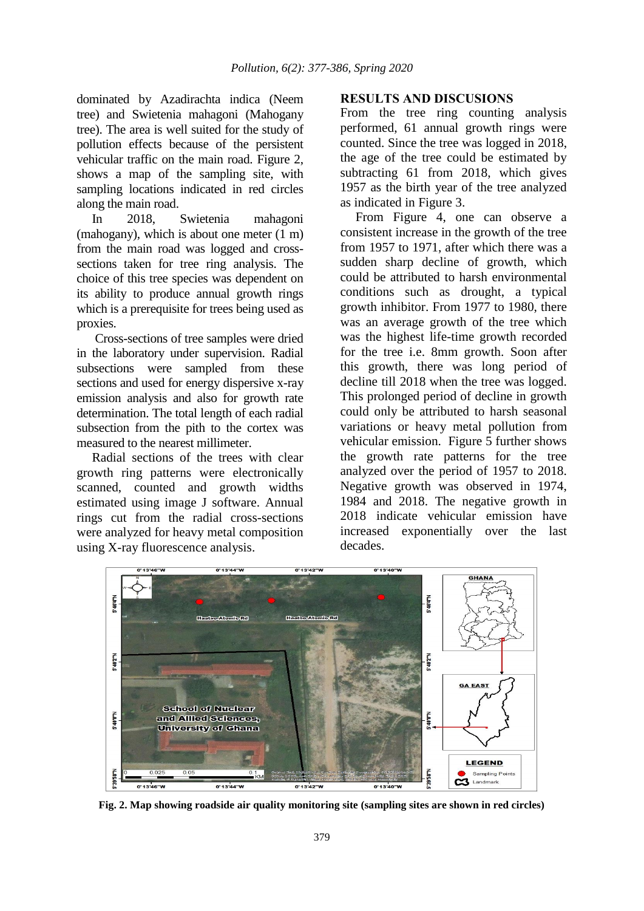dominated by Azadirachta indica (Neem tree) and Swietenia mahagoni (Mahogany tree). The area is well suited for the study of pollution effects because of the persistent vehicular traffic on the main road. Figure 2, shows a map of the sampling site, with sampling locations indicated in red circles along the main road.

In 2018, Swietenia mahagoni (mahogany), which is about one meter (1 m) from the main road was logged and cross-sections taken for tree ring analysis. The choice of this tree species was dependent on its ability to produce annual growth rings which is a prerequisite for trees being used as proxies.

Cross-sections of tree samples were dried in the laboratory under supervision. Radial subsections were sampled from these sections and used for energy dispersive x-ray emission analysis and also for growth rate determination. The total length of each radial subsection from the pith to the cortex was measured to the nearest millimeter.

Radial sections of the trees with clear growth ring patterns were electronically scanned, counted and growth widths estimated using image J software. Annual rings cut from the radial cross-sections were analyzed for heavy metal composition using X-ray fluorescence analysis.

## RESULTS AND DISCUSIONS

From the tree ring counting analysis performed, 61 annual growth rings were counted. Since the tree was logged in 2018, the age of the tree could be estimated by subtracting 61 from 2018, which gives 1957 as the birth year of the tree analyzed as indicated in Figure 3.

From Figure 4, one can observe a consistent increase in the growth of the tree from 1957 to 1971, after which there was a sudden sharp decline of growth, which could be attributed to harsh environmental conditions such as drought, a typical growth inhibitor. From 1977 to 1980, there was an average growth of the tree which was the highest life-time growth recorded for the tree i.e. 8mm growth. Soon after this growth, there was long period of decline till 2018 when the tree was logged. This prolonged period of decline in growth could only be attributed to harsh seasonal variations or heavy metal pollution from vehicular emission. Figure 5 further shows the growth rate patterns for the tree analyzed over the period of 1957 to 2018. Negative growth was observed in 1974, 1984 and 2018. The negative growth in 2018 indicate vehicular emission have increased exponentially over the last decades.

**Fig. 2. Map showing roadside air quality monitoring site (sampling sites are shown in red circles)**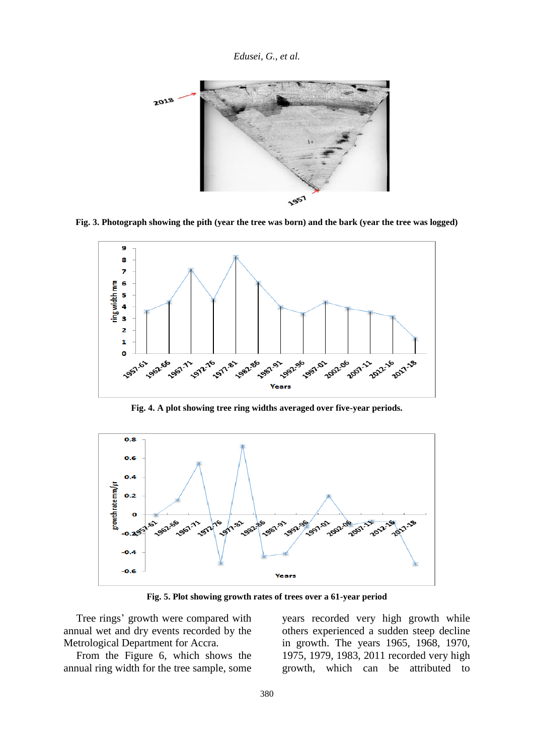**Fig. 3. Photograph showing the pith (year the tree was born) and the bark (year the tree was logged)**

**Fig. 4. A plot showing tree ring widths averaged over five-year periods.**

**Fig. 5. Plot showing growth rates of trees over a 61-year period**

Tree rings' growth were compared with annual wet and dry events recorded by the Metrological Department for Accra.

From the Figure 6, which shows the annual ring width for the tree sample, some years recorded very high growth while others experienced a sudden steep decline in growth. The years 1965, 1968, 1970, 1975, 1979, 1983, 2011 recorded very high growth, which can be attributed to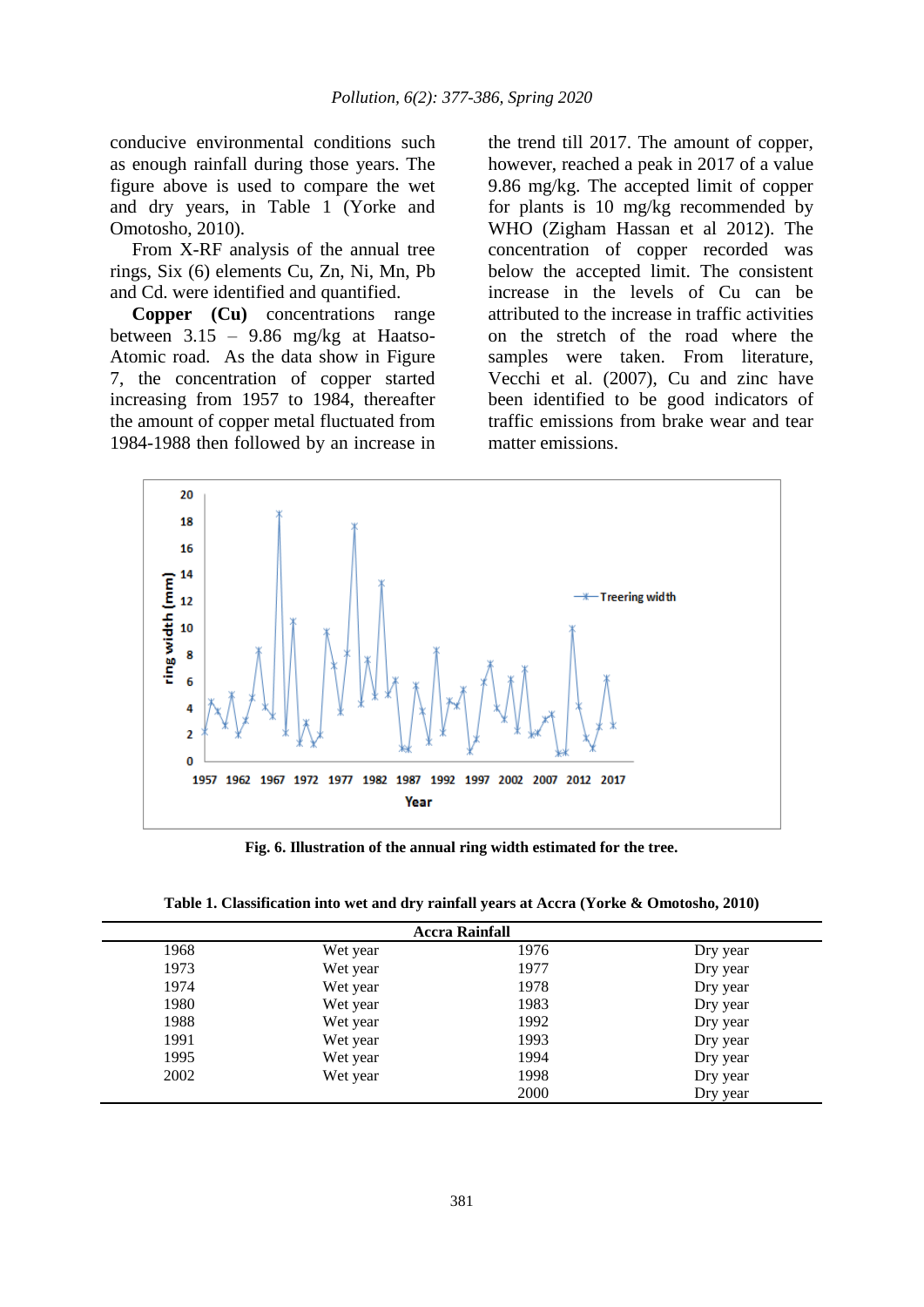conducive environmental conditions such as enough rainfall during those years. The figure above is used to compare the wet and dry years, in Table 1 (Yorke and Omotosho, 2010).

From X-RF analysis of the annual tree rings, Six (6) elements Cu, Zn, Ni, Mn, Pb and Cd. were identified and quantified.

**Copper (Cu)** concentrations range between 3.15 – 9.86 mg/kg at Haatso-Atomic road. As the data show in Figure 7, the concentration of copper started increasing from 1957 to 1984, thereafter the amount of copper metal fluctuated from 1984-1988 then followed by an increase in the trend till 2017. The amount of copper, however, reached a peak in 2017 of a value 9.86 mg/kg. The accepted limit of copper for plants is 10 mg/kg recommended by WHO (Zigham Hassan et al 2012). The concentration of copper recorded was below the accepted limit. The consistent increase in the levels of Cu can be attributed to the increase in traffic activities on the stretch of the road where the samples were taken. From literature, Vecchi et al. (2007), Cu and zinc have been identified to be good indicators of traffic emissions from brake wear and tear matter emissions.

**Fig. 6. Illustration of the annual ring width estimated for the tree.**

**Table 1. Classification into wet and dry rainfall years at Accra (Yorke & Omotosho, 2010)**

| Accra Rainfall | | | |
|---|---|---|---|
| 1968 | Wet year | 1976 | Dry year |
| 1973 | Wet year | 1977 | Dry year |
| 1974 | Wet year | 1978 | Dry year |
| 1980 | Wet year | 1983 | Dry year |
| 1988 | Wet year | 1992 | Dry year |
| 1991 | Wet year | 1993 | Dry year |
| 1995 | Wet year | 1994 | Dry year |
| 2002 | Wet year | 1998 | Dry year |
| | | 2000 | Dry year |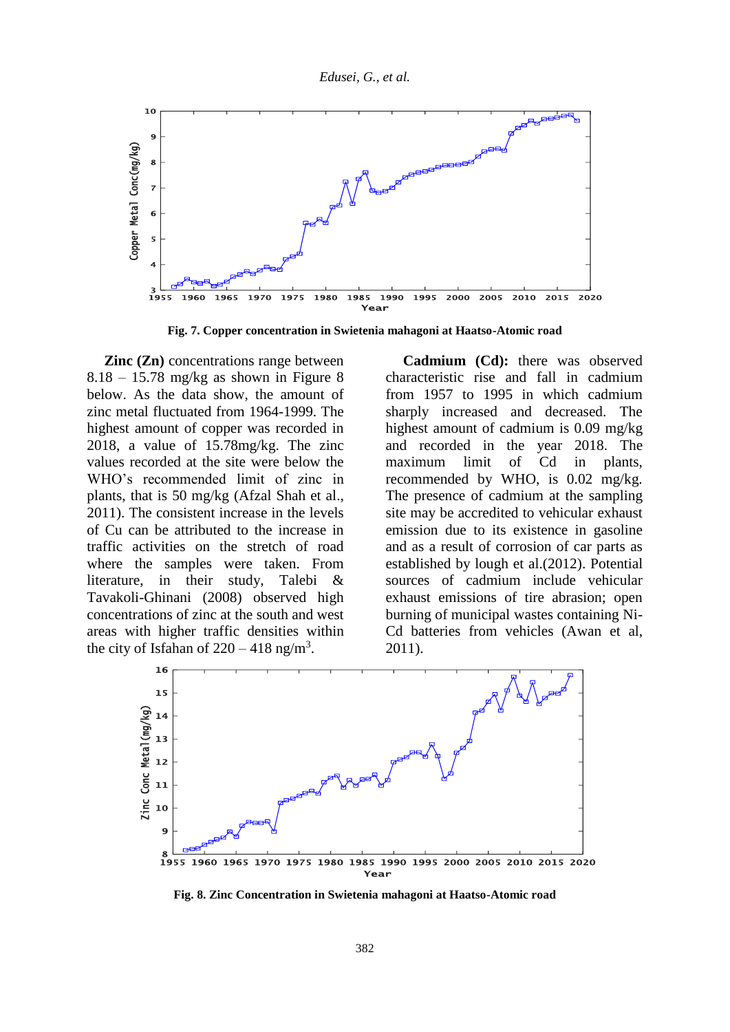Fig. 7. Copper concentration in Swietenia mahagoni at Haatso-Atomic road

**Zinc (Zn)** concentrations range between 8.18 – 15.78 mg/kg as shown in Figure 8 below. As the data show, the amount of zinc metal fluctuated from 1964-1999. The highest amount of copper was recorded in 2018, a value of 15.78mg/kg. The zinc values recorded at the site were below the WHO's recommended limit of zinc in plants, that is 50 mg/kg (Afzal Shah et al., 2011). The consistent increase in the levels of Cu can be attributed to the increase in traffic activities on the stretch of road where the samples were taken. From literature, in their study, Talebi & Tavakoli-Ghinani (2008) observed high concentrations of zinc at the south and west areas with higher traffic densities within the city of Isfahan of 220 – 418 ng/m$^3$.

**Cadmium (Cd):** there was observed characteristic rise and fall in cadmium from 1957 to 1995 in which cadmium sharply increased and decreased. The highest amount of cadmium is 0.09 mg/kg and recorded in the year 2018. The maximum limit of Cd in plants, recommended by WHO, is 0.02 mg/kg. The presence of cadmium at the sampling site may be accredited to vehicular exhaust emission due to its existence in gasoline and as a result of corrosion of car parts as established by lough et al.(2012). Potential sources of cadmium include vehicular exhaust emissions of tire abrasion; open burning of municipal wastes containing Ni-Cd batteries from vehicles (Awan et al, 2011).

Fig. 8. Zinc Concentration in Swietenia mahagoni at Haatso-Atomic road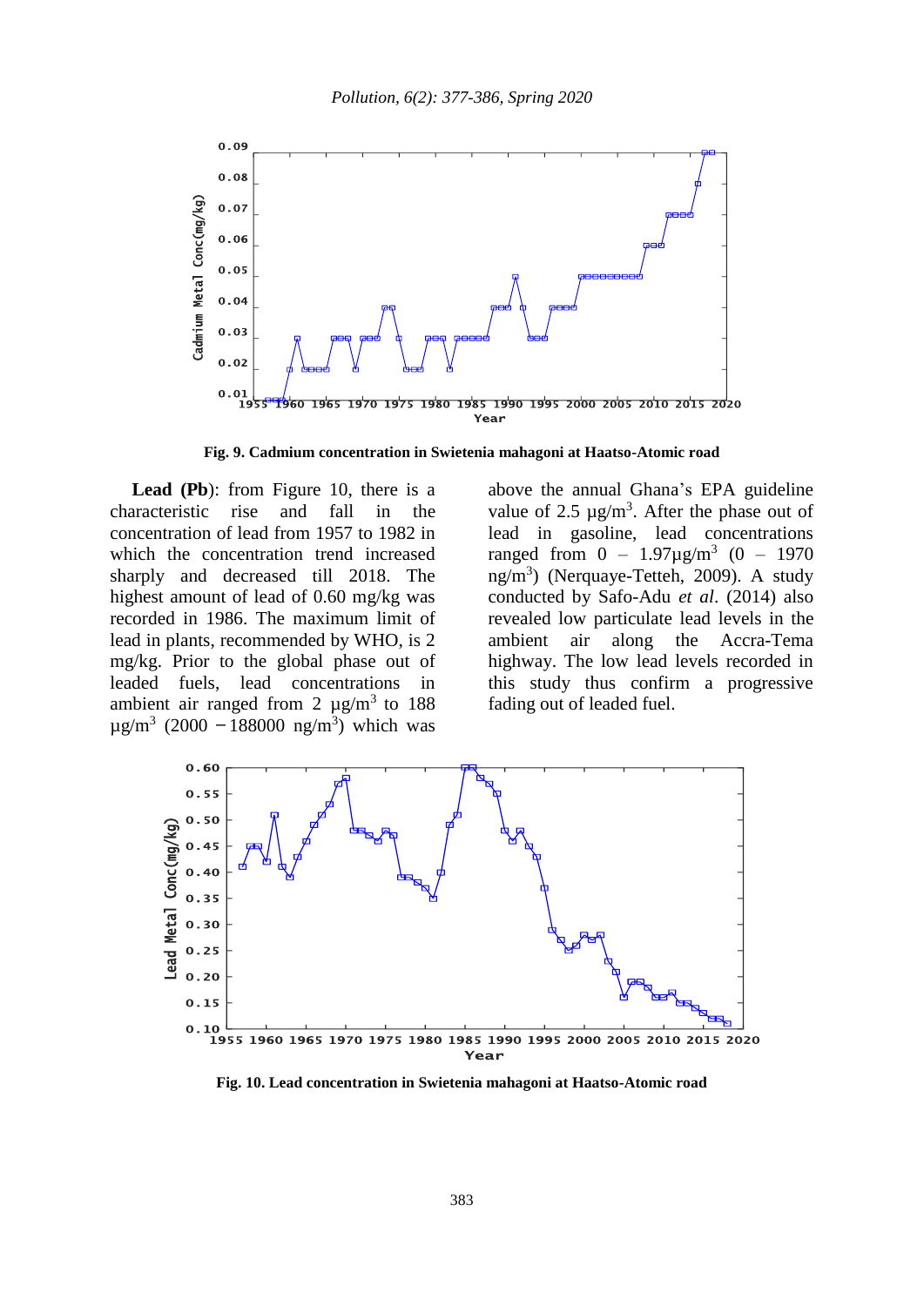**Fig. 9. Cadmium concentration in Swietenia mahagoni at Haatso-Atomic road**

**Lead (Pb)**: from Figure 10, there is a characteristic rise and fall in the concentration of lead from 1957 to 1982 in which the concentration trend increased sharply and decreased till 2018. The highest amount of lead of 0.60 mg/kg was recorded in 1986. The maximum limit of lead in plants, recommended by WHO, is 2 mg/kg. Prior to the global phase out of leaded fuels, lead concentrations in ambient air ranged from 2 μg/m$^3$ to 188 μg/m$^3$ (2000 − 188000 ng/m$^3$) which was above the annual Ghana's EPA guideline value of 2.5 μg/m$^3$. After the phase out of lead in gasoline, lead concentrations ranged from 0 – 1.97μg/m$^3$ (0 – 1970 ng/m$^3$) (Nerquaye-Tetteh, 2009). A study conducted by Safo-Adu *et al*. (2014) also revealed low particulate lead levels in the ambient air along the Accra-Tema highway. The low lead levels recorded in this study thus confirm a progressive fading out of leaded fuel.

**Fig. 10. Lead concentration in Swietenia mahagoni at Haatso-Atomic road**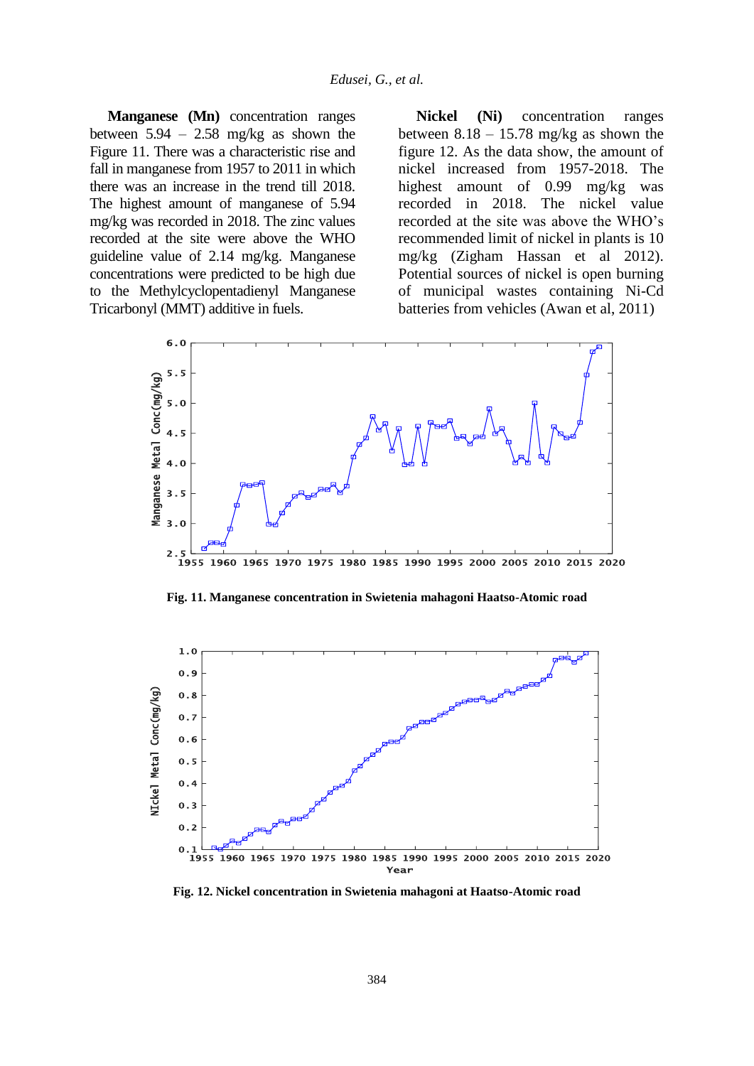**Manganese (Mn)** concentration ranges between 5.94 – 2.58 mg/kg as shown the Figure 11. There was a characteristic rise and fall in manganese from 1957 to 2011 in which there was an increase in the trend till 2018. The highest amount of manganese of 5.94 mg/kg was recorded in 2018. The zinc values recorded at the site were above the WHO guideline value of 2.14 mg/kg. Manganese concentrations were predicted to be high due to the Methylcyclopentadienyl Manganese Tricarbonyl (MMT) additive in fuels.

**Nickel (Ni)** concentration ranges between 8.18 – 15.78 mg/kg as shown the figure 12. As the data show, the amount of nickel increased from 1957-2018. The highest amount of 0.99 mg/kg was recorded in 2018. The nickel value recorded at the site was above the WHO's recommended limit of nickel in plants is 10 mg/kg (Zigham Hassan et al 2012). Potential sources of nickel is open burning of municipal wastes containing Ni-Cd batteries from vehicles (Awan et al, 2011)

**Fig. 11. Manganese concentration in Swietenia mahagoni Haatso-Atomic road**

**Fig. 12. Nickel concentration in Swietenia mahagoni at Haatso-Atomic road**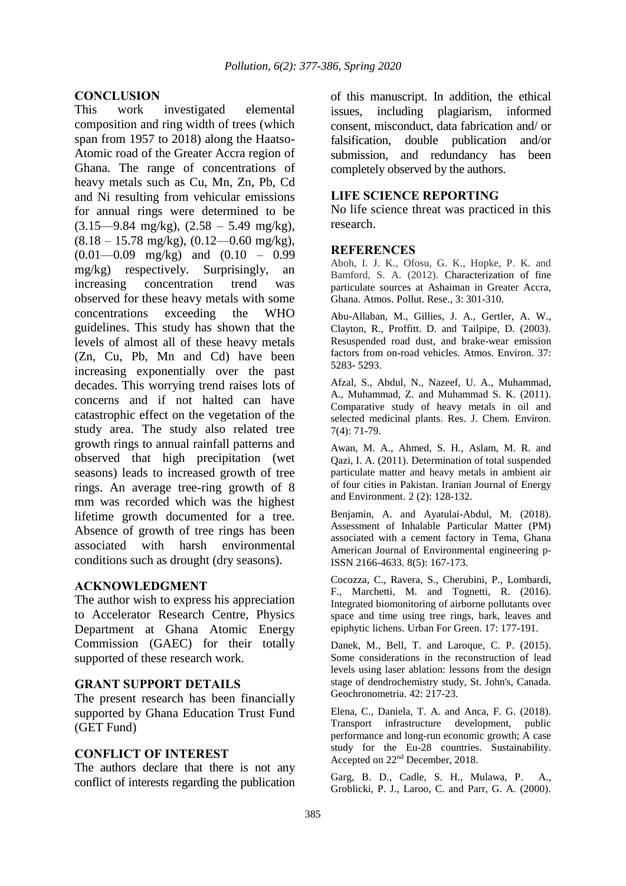## CONCLUSION

This work investigated elemental composition and ring width of trees (which span from 1957 to 2018) along the Haatso-Atomic road of the Greater Accra region of Ghana. The range of concentrations of heavy metals such as Cu, Mn, Zn, Pb, Cd and Ni resulting from vehicular emissions for annual rings were determined to be (3.15—9.84 mg/kg), (2.58 – 5.49 mg/kg), (8.18 – 15.78 mg/kg), (0.12—0.60 mg/kg), (0.01—0.09 mg/kg) and (0.10 – 0.99 mg/kg) respectively. Surprisingly, an increasing concentration trend was observed for these heavy metals with some concentrations exceeding the WHO guidelines. This study has shown that the levels of almost all of these heavy metals (Zn, Cu, Pb, Mn and Cd) have been increasing exponentially over the past decades. This worrying trend raises lots of concerns and if not halted can have catastrophic effect on the vegetation of the study area. The study also related tree growth rings to annual rainfall patterns and observed that high precipitation (wet seasons) leads to increased growth of tree rings. An average tree-ring growth of 8 mm was recorded which was the highest lifetime growth documented for a tree. Absence of growth of tree rings has been associated with harsh environmental conditions such as drought (dry seasons).

## ACKNOWLEDGMENT

The author wish to express his appreciation to Accelerator Research Centre, Physics Department at Ghana Atomic Energy Commission (GAEC) for their totally supported of these research work.

## GRANT SUPPORT DETAILS

The present research has been financially supported by Ghana Education Trust Fund (GET Fund)

## CONFLICT OF INTEREST

The authors declare that there is not any conflict of interests regarding the publication of this manuscript. In addition, the ethical issues, including plagiarism, informed consent, misconduct, data fabrication and/ or falsification, double publication and/or submission, and redundancy has been completely observed by the authors.

## LIFE SCIENCE REPORTING

No life science threat was practiced in this research.

## REFERENCES

Aboh, I. J. K., Ofosu, G. K., Hopke, P. K. and Bamford, S. A. (2012). Characterization of fine particulate sources at Ashaiman in Greater Accra, Ghana. Atmos. Pollut. Rese., 3: 301-310.

Abu-Allaban, M., Gillies, J. A., Gertler, A. W., Clayton, R., Proffitt. D. and Tailpipe, D. (2003). Resuspended road dust, and brake-wear emission factors from on-road vehicles. Atmos. Environ. 37: 5283- 5293.

Afzal, S., Abdul, N., Nazeef, U. A., Muhammad, A., Muhammad, Z. and Muhammad S. K. (2011). Comparative study of heavy metals in oil and selected medicinal plants. Res. J. Chem. Environ. 7(4): 71-79.

Awan, M. A., Ahmed, S. H., Aslam, M. R. and Qazi, I. A. (2011). Determination of total suspended particulate matter and heavy metals in ambient air of four cities in Pakistan. Iranian Journal of Energy and Environment. 2 (2): 128-132.

Benjamin, A. and Ayatulai-Abdul, M. (2018). Assessment of Inhalable Particular Matter (PM) associated with a cement factory in Tema, Ghana American Journal of Environmental engineering p-ISSN 2166-4633. 8(5): 167-173.

Cocozza, C., Ravera, S., Cherubini, P., Lombardi, F., Marchetti, M. and Tognetti, R. (2016). Integrated biomonitoring of airborne pollutants over space and time using tree rings, bark, leaves and epiphytic lichens. Urban For Green. 17: 177-191.

Danek, M., Bell, T. and Laroque, C. P. (2015). Some considerations in the reconstruction of lead levels using laser ablation: lessons from the design stage of dendrochemistry study, St. John's, Canada. Geochronometria. 42: 217-23.

Elena, C., Daniela, T. A. and Anca, F. G. (2018). Transport infrastructure development, public performance and long-run economic growth; A case study for the Eu-28 countries. Sustainability. Accepted on 22nd December, 2018.

Garg, B. D., Cadle, S. H., Mulawa, P. A., Groblicki, P. J., Laroo, C. and Parr, G. A. (2000).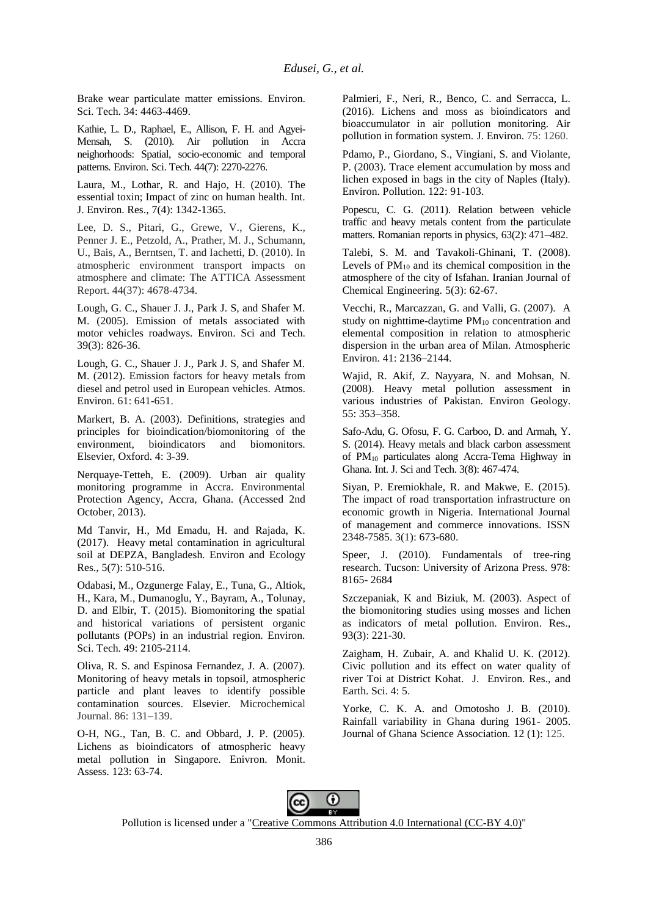Brake wear particulate matter emissions. Environ. Sci. Tech. 34: 4463-4469.

Kathie, L. D., Raphael, E., Allison, F. H. and Agyei-Mensah, S. (2010). Air pollution in Accra neighorhoods: Spatial, socio-economic and temporal patterns. Environ. Sci. Tech. 44(7): 2270-2276.

Laura, M., Lothar, R. and Hajo, H. (2010). The essential toxin; Impact of zinc on human health. Int. J. Environ. Res., 7(4): 1342-1365.

Lee, D. S., Pitari, G., Grewe, V., Gierens, K., Penner J. E., Petzold, A., Prather, M. J., Schumann, U., Bais, A., Berntsen, T. and Iachetti, D. (2010). In atmospheric environment transport impacts on atmosphere and climate: The ATTICA Assessment Report. 44(37): 4678-4734.

Lough, G. C., Shauer J. J., Park J. S, and Shafer M. M. (2005). Emission of metals associated with motor vehicles roadways. Environ. Sci and Tech. 39(3): 826-36.

Lough, G. C., Shauer J. J., Park J. S, and Shafer M. M. (2012). Emission factors for heavy metals from diesel and petrol used in European vehicles. Atmos. Environ. 61: 641-651.

Markert, B. A. (2003). Definitions, strategies and principles for bioindication/biomonitoring of the environment, bioindicators and biomonitors. Elsevier, Oxford. 4: 3-39.

Nerquaye-Tetteh, E. (2009). Urban air quality monitoring programme in Accra. Environmental Protection Agency, Accra, Ghana. (Accessed 2nd October, 2013).

Md Tanvir, H., Md Emadu, H. and Rajada, K. (2017). Heavy metal contamination in agricultural soil at DEPZA, Bangladesh. Environ and Ecology Res., 5(7): 510-516.

Odabasi, M., Ozgunerge Falay, E., Tuna, G., Altiok, H., Kara, M., Dumanoglu, Y., Bayram, A., Tolunay, D. and Elbir, T. (2015). Biomonitoring the spatial and historical variations of persistent organic pollutants (POPs) in an industrial region. Environ. Sci. Tech. 49: 2105-2114.

Oliva, R. S. and Espinosa Fernandez, J. A. (2007). Monitoring of heavy metals in topsoil, atmospheric particle and plant leaves to identify possible contamination sources. Elsevier. Microchemical Journal. 86: 131–139.

O-H, NG., Tan, B. C. and Obbard, J. P. (2005). Lichens as bioindicators of atmospheric heavy metal pollution in Singapore. Enivron. Monit. Assess. 123: 63-74.

Palmieri, F., Neri, R., Benco, C. and Serracca, L. (2016). Lichens and moss as bioindicators and bioaccumulator in air pollution monitoring. Air pollution in formation system. J. Environ. 75: 1260.

Pdamo, P., Giordano, S., Vingiani, S. and Violante, P. (2003). Trace element accumulation by moss and lichen exposed in bags in the city of Naples (Italy). Environ. Pollution. 122: 91-103.

Popescu, C. G. (2011). Relation between vehicle traffic and heavy metals content from the particulate matters. Romanian reports in physics, 63(2): 471–482.

Talebi, S. M. and Tavakoli-Ghinani, T. (2008). Levels of $PM_{10}$ and its chemical composition in the atmosphere of the city of Isfahan. Iranian Journal of Chemical Engineering. 5(3): 62-67.

Vecchi, R., Marcazzan, G. and Valli, G. (2007). A study on nighttime-daytime $PM_{10}$ concentration and elemental composition in relation to atmospheric dispersion in the urban area of Milan. Atmospheric Environ. 41: 2136–2144.

Wajid, R. Akif, Z. Nayyara, N. and Mohsan, N. (2008). Heavy metal pollution assessment in various industries of Pakistan. Environ Geology. 55: 353–358.

Safo-Adu, G. Ofosu, F. G. Carboo, D. and Armah, Y. S. (2014). Heavy metals and black carbon assessment of $PM_{10}$ particulates along Accra-Tema Highway in Ghana. Int. J. Sci and Tech. 3(8): 467-474.

Siyan, P. Eremiokhale, R. and Makwe, E. (2015). The impact of road transportation infrastructure on economic growth in Nigeria. International Journal of management and commerce innovations. ISSN 2348-7585. 3(1): 673-680.

Speer, J. (2010). Fundamentals of tree-ring research. Tucson: University of Arizona Press. 978: 8165- 2684

Szczepaniak, K and Biziuk, M. (2003). Aspect of the biomonitoring studies using mosses and lichen as indicators of metal pollution. Environ. Res., 93(3): 221-30.

Zaigham, H. Zubair, A. and Khalid U. K. (2012). Civic pollution and its effect on water quality of river Toi at District Kohat. J. Environ. Res., and Earth. Sci. 4: 5.

Yorke, C. K. A. and Omotosho J. B. (2010). Rainfall variability in Ghana during 1961- 2005. Journal of Ghana Science Association. 12 (1): 125.

Pollution is licensed under a "Creative Commons Attribution 4.0 International (CC-BY 4.0)"